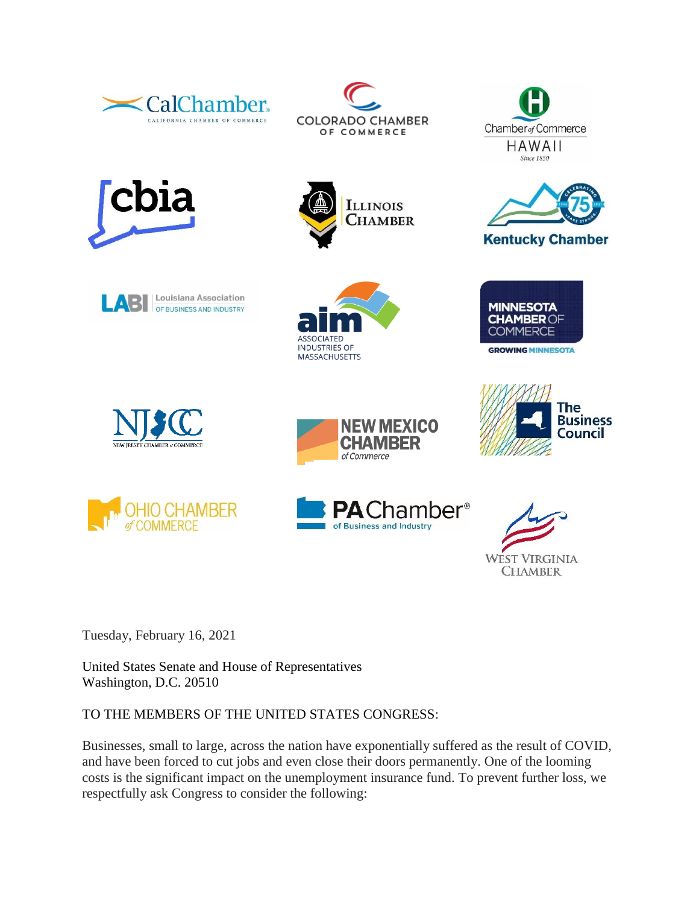Tuesday, February 16, 2021

United States Senate and House of Representatives
Washington, D.C. 20510

TO THE MEMBERS OF THE UNITED STATES CONGRESS:

Businesses, small to large, across the nation have exponentially suffered as the result of COVID, and have been forced to cut jobs and even close their doors permanently. One of the looming costs is the significant impact on the unemployment insurance fund. To prevent further loss, we respectfully ask Congress to consider the following: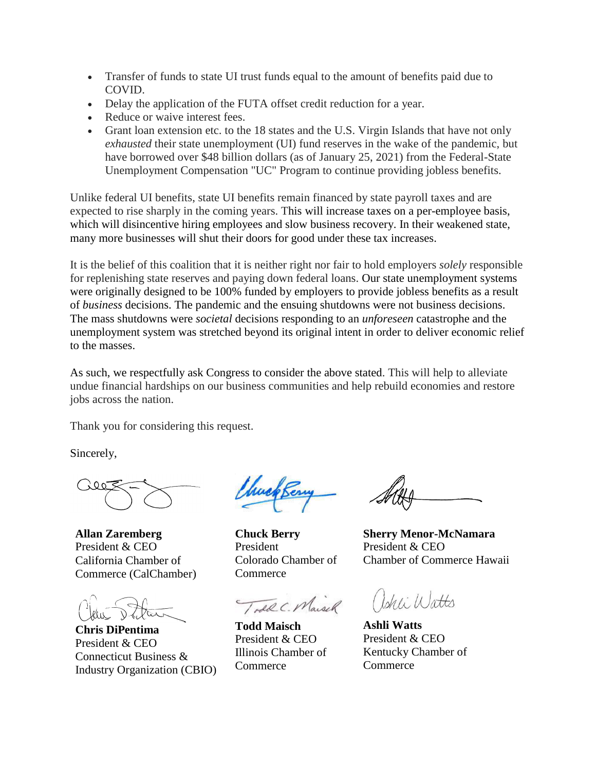- Transfer of funds to state UI trust funds equal to the amount of benefits paid due to COVID.
- Delay the application of the FUTA offset credit reduction for a year.
- Reduce or waive interest fees.
- Grant loan extension etc. to the 18 states and the U.S. Virgin Islands that have not only *exhausted* their state unemployment (UI) fund reserves in the wake of the pandemic, but have borrowed over $48 billion dollars (as of January 25, 2021) from the Federal-State Unemployment Compensation "UC" Program to continue providing jobless benefits.

Unlike federal UI benefits, state UI benefits remain financed by state payroll taxes and are expected to rise sharply in the coming years. This will increase taxes on a per-employee basis, which will disincentive hiring employees and slow business recovery. In their weakened state, many more businesses will shut their doors for good under these tax increases.

It is the belief of this coalition that it is neither right nor fair to hold employers *solely* responsible for replenishing state reserves and paying down federal loans. Our state unemployment systems were originally designed to be 100% funded by employers to provide jobless benefits as a result of *business* decisions. The pandemic and the ensuing shutdowns were not business decisions. The mass shutdowns were *societal* decisions responding to an *unforeseen* catastrophe and the unemployment system was stretched beyond its original intent in order to deliver economic relief to the masses.

As such, we respectfully ask Congress to consider the above stated. This will help to alleviate undue financial hardships on our business communities and help rebuild economies and restore jobs across the nation.

Thank you for considering this request.

Sincerely,

**Allan Zaremberg**
President & CEO
California Chamber of Commerce (CalChamber)

**Chuck Berry**
President
Colorado Chamber of Commerce

**Sherry Menor-McNamara**
President & CEO
Chamber of Commerce Hawaii

**Chris DiPentima**
President & CEO
Connecticut Business & Industry Organization (CBIO)

**Todd Maisch**
President & CEO
Illinois Chamber of Commerce

**Ashli Watts**
President & CEO
Kentucky Chamber of Commerce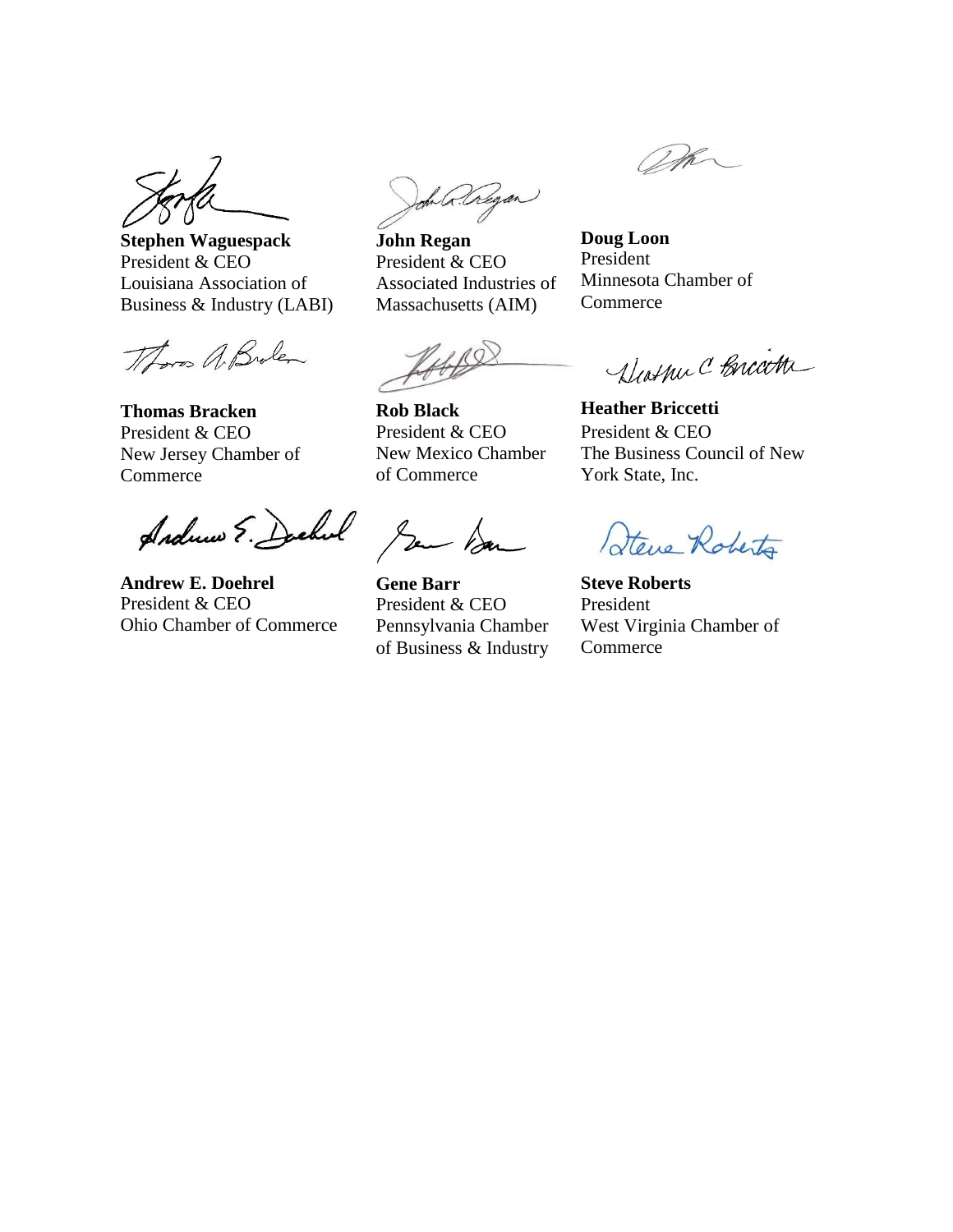**Stephen Waguespack**
President & CEO
Louisiana Association of Business & Industry (LABI)

**John Regan**
President & CEO
Associated Industries of Massachusetts (AIM)

**Doug Loon**
President
Minnesota Chamber of Commerce

**Thomas Bracken**
President & CEO
New Jersey Chamber of Commerce

**Rob Black**
President & CEO
New Mexico Chamber of Commerce

**Heather Briccetti**
President & CEO
The Business Council of New York State, Inc.

**Andrew E. Doehrel**
President & CEO
Ohio Chamber of Commerce

**Gene Barr**
President & CEO
Pennsylvania Chamber of Business & Industry

**Steve Roberts**
President
West Virginia Chamber of Commerce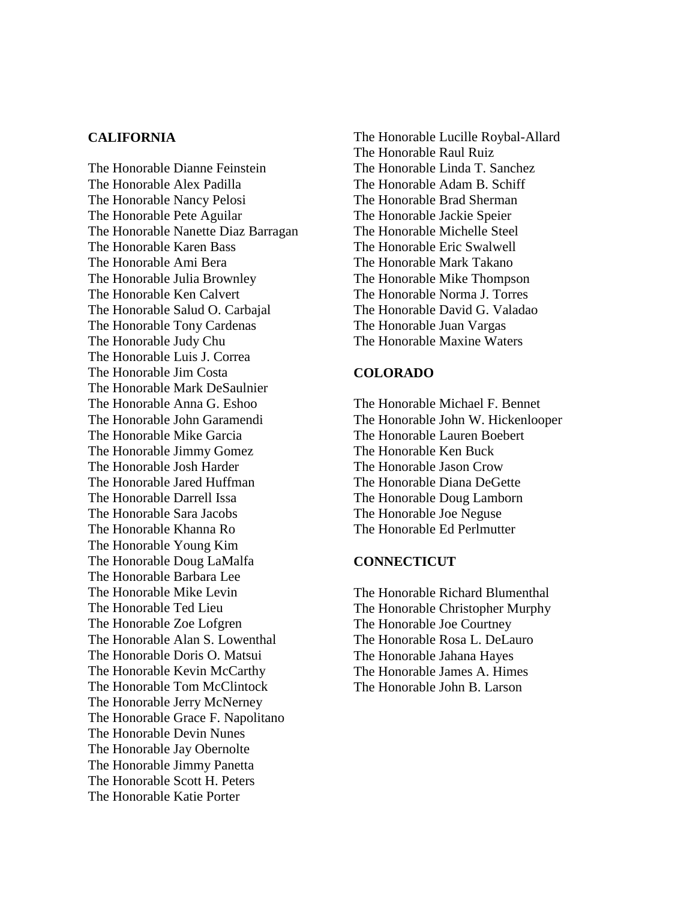**CALIFORNIA**

The Honorable Dianne Feinstein
The Honorable Alex Padilla
The Honorable Nancy Pelosi
The Honorable Pete Aguilar
The Honorable Nanette Diaz Barragan
The Honorable Karen Bass
The Honorable Ami Bera
The Honorable Julia Brownley
The Honorable Ken Calvert
The Honorable Salud O. Carbajal
The Honorable Tony Cardenas
The Honorable Judy Chu
The Honorable Luis J. Correa
The Honorable Jim Costa
The Honorable Mark DeSaulnier
The Honorable Anna G. Eshoo
The Honorable John Garamendi
The Honorable Mike Garcia
The Honorable Jimmy Gomez
The Honorable Josh Harder
The Honorable Jared Huffman
The Honorable Darrell Issa
The Honorable Sara Jacobs
The Honorable Khanna Ro
The Honorable Young Kim
The Honorable Doug LaMalfa
The Honorable Barbara Lee
The Honorable Mike Levin
The Honorable Ted Lieu
The Honorable Zoe Lofgren
The Honorable Alan S. Lowenthal
The Honorable Doris O. Matsui
The Honorable Kevin McCarthy
The Honorable Tom McClintock
The Honorable Jerry McNerney
The Honorable Grace F. Napolitano
The Honorable Devin Nunes
The Honorable Jay Obernolte
The Honorable Jimmy Panetta
The Honorable Scott H. Peters
The Honorable Katie Porter
The Honorable Lucille Roybal-Allard
The Honorable Raul Ruiz
The Honorable Linda T. Sanchez
The Honorable Adam B. Schiff
The Honorable Brad Sherman
The Honorable Jackie Speier
The Honorable Michelle Steel
The Honorable Eric Swalwell
The Honorable Mark Takano
The Honorable Mike Thompson
The Honorable Norma J. Torres
The Honorable David G. Valadao
The Honorable Juan Vargas
The Honorable Maxine Waters

**COLORADO**

The Honorable Michael F. Bennet
The Honorable John W. Hickenlooper
The Honorable Lauren Boebert
The Honorable Ken Buck
The Honorable Jason Crow
The Honorable Diana DeGette
The Honorable Doug Lamborn
The Honorable Joe Neguse
The Honorable Ed Perlmutter

**CONNECTICUT**

The Honorable Richard Blumenthal
The Honorable Christopher Murphy
The Honorable Joe Courtney
The Honorable Rosa L. DeLauro
The Honorable Jahana Hayes
The Honorable James A. Himes
The Honorable John B. Larson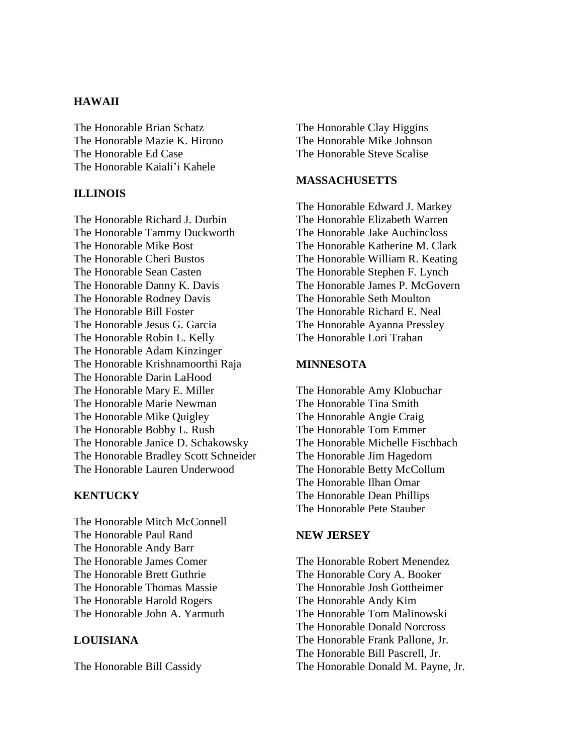**HAWAII**

The Honorable Brian Schatz
The Honorable Mazie K. Hirono
The Honorable Ed Case
The Honorable Kaiali'i Kahele

**ILLINOIS**

The Honorable Richard J. Durbin
The Honorable Tammy Duckworth
The Honorable Mike Bost
The Honorable Cheri Bustos
The Honorable Sean Casten
The Honorable Danny K. Davis
The Honorable Rodney Davis
The Honorable Bill Foster
The Honorable Jesus G. Garcia
The Honorable Robin L. Kelly
The Honorable Adam Kinzinger
The Honorable Krishnamoorthi Raja
The Honorable Darin LaHood
The Honorable Mary E. Miller
The Honorable Marie Newman
The Honorable Mike Quigley
The Honorable Bobby L. Rush
The Honorable Janice D. Schakowsky
The Honorable Bradley Scott Schneider
The Honorable Lauren Underwood

**KENTUCKY**

The Honorable Mitch McConnell
The Honorable Paul Rand
The Honorable Andy Barr
The Honorable James Comer
The Honorable Brett Guthrie
The Honorable Thomas Massie
The Honorable Harold Rogers
The Honorable John A. Yarmuth

**LOUISIANA**

The Honorable Bill Cassidy
The Honorable Clay Higgins
The Honorable Mike Johnson
The Honorable Steve Scalise

**MASSACHUSETTS**

The Honorable Edward J. Markey
The Honorable Elizabeth Warren
The Honorable Jake Auchincloss
The Honorable Katherine M. Clark
The Honorable William R. Keating
The Honorable Stephen F. Lynch
The Honorable James P. McGovern
The Honorable Seth Moulton
The Honorable Richard E. Neal
The Honorable Ayanna Pressley
The Honorable Lori Trahan

**MINNESOTA**

The Honorable Amy Klobuchar
The Honorable Tina Smith
The Honorable Angie Craig
The Honorable Tom Emmer
The Honorable Michelle Fischbach
The Honorable Jim Hagedorn
The Honorable Betty McCollum
The Honorable Ilhan Omar
The Honorable Dean Phillips
The Honorable Pete Stauber

**NEW JERSEY**

The Honorable Robert Menendez
The Honorable Cory A. Booker
The Honorable Josh Gottheimer
The Honorable Andy Kim
The Honorable Tom Malinowski
The Honorable Donald Norcross
The Honorable Frank Pallone, Jr.
The Honorable Bill Pascrell, Jr.
The Honorable Donald M. Payne, Jr.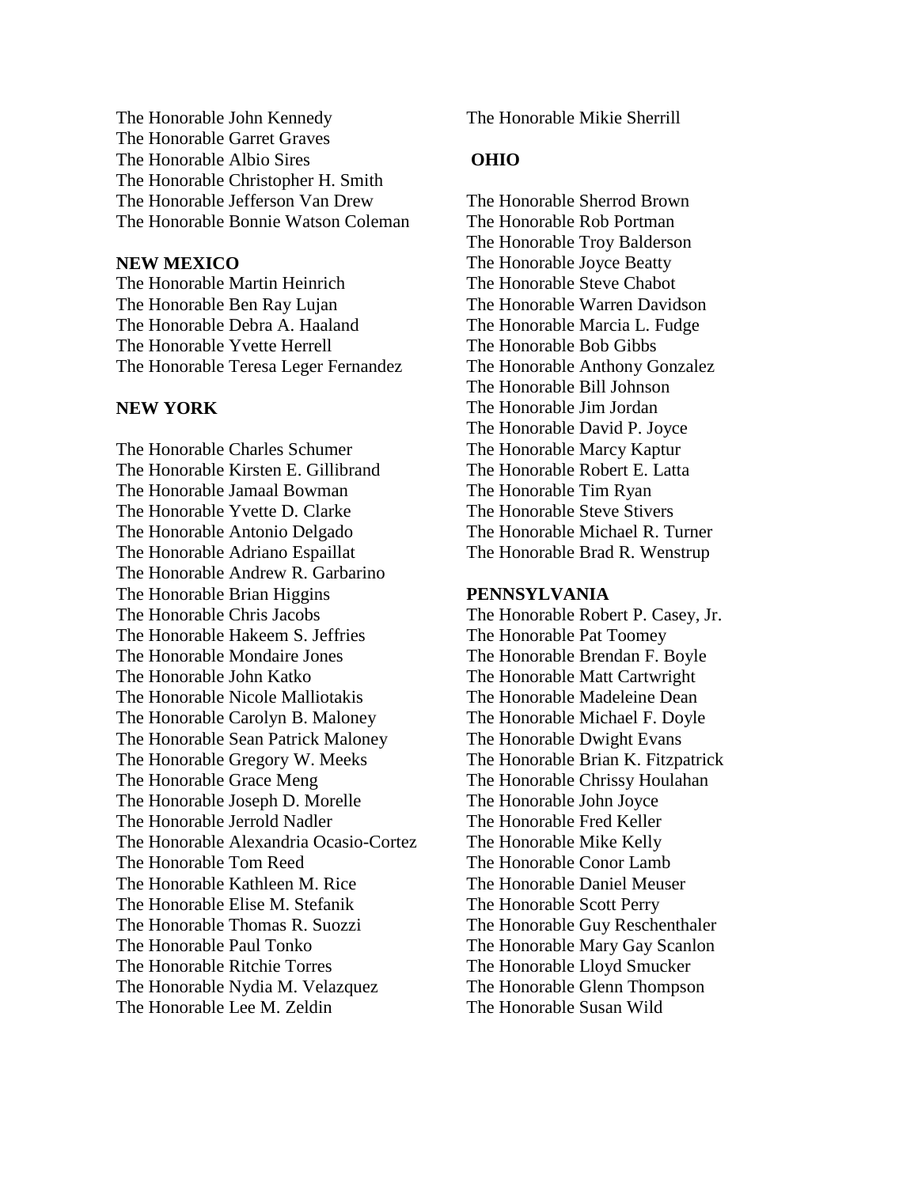The Honorable John Kennedy
The Honorable Garret Graves
The Honorable Albio Sires
The Honorable Christopher H. Smith
The Honorable Jefferson Van Drew
The Honorable Bonnie Watson Coleman

**NEW MEXICO**

The Honorable Martin Heinrich
The Honorable Ben Ray Lujan
The Honorable Debra A. Haaland
The Honorable Yvette Herrell
The Honorable Teresa Leger Fernandez

**NEW YORK**

The Honorable Charles Schumer
The Honorable Kirsten E. Gillibrand
The Honorable Jamaal Bowman
The Honorable Yvette D. Clarke
The Honorable Antonio Delgado
The Honorable Adriano Espaillat
The Honorable Andrew R. Garbarino
The Honorable Brian Higgins
The Honorable Chris Jacobs
The Honorable Hakeem S. Jeffries
The Honorable Mondaire Jones
The Honorable John Katko
The Honorable Nicole Malliotakis
The Honorable Carolyn B. Maloney
The Honorable Sean Patrick Maloney
The Honorable Gregory W. Meeks
The Honorable Grace Meng
The Honorable Joseph D. Morelle
The Honorable Jerrold Nadler
The Honorable Alexandria Ocasio-Cortez
The Honorable Tom Reed
The Honorable Kathleen M. Rice
The Honorable Elise M. Stefanik
The Honorable Thomas R. Suozzi
The Honorable Paul Tonko
The Honorable Ritchie Torres
The Honorable Nydia M. Velazquez
The Honorable Lee M. Zeldin

The Honorable Mikie Sherrill

**OHIO**

The Honorable Sherrod Brown
The Honorable Rob Portman
The Honorable Troy Balderson
The Honorable Joyce Beatty
The Honorable Steve Chabot
The Honorable Warren Davidson
The Honorable Marcia L. Fudge
The Honorable Bob Gibbs
The Honorable Anthony Gonzalez
The Honorable Bill Johnson
The Honorable Jim Jordan
The Honorable David P. Joyce
The Honorable Marcy Kaptur
The Honorable Robert E. Latta
The Honorable Tim Ryan
The Honorable Steve Stivers
The Honorable Michael R. Turner
The Honorable Brad R. Wenstrup

**PENNSYLVANIA**

The Honorable Robert P. Casey, Jr.
The Honorable Pat Toomey
The Honorable Brendan F. Boyle
The Honorable Matt Cartwright
The Honorable Madeleine Dean
The Honorable Michael F. Doyle
The Honorable Dwight Evans
The Honorable Brian K. Fitzpatrick
The Honorable Chrissy Houlahan
The Honorable John Joyce
The Honorable Fred Keller
The Honorable Mike Kelly
The Honorable Conor Lamb
The Honorable Daniel Meuser
The Honorable Scott Perry
The Honorable Guy Reschenthaler
The Honorable Mary Gay Scanlon
The Honorable Lloyd Smucker
The Honorable Glenn Thompson
The Honorable Susan Wild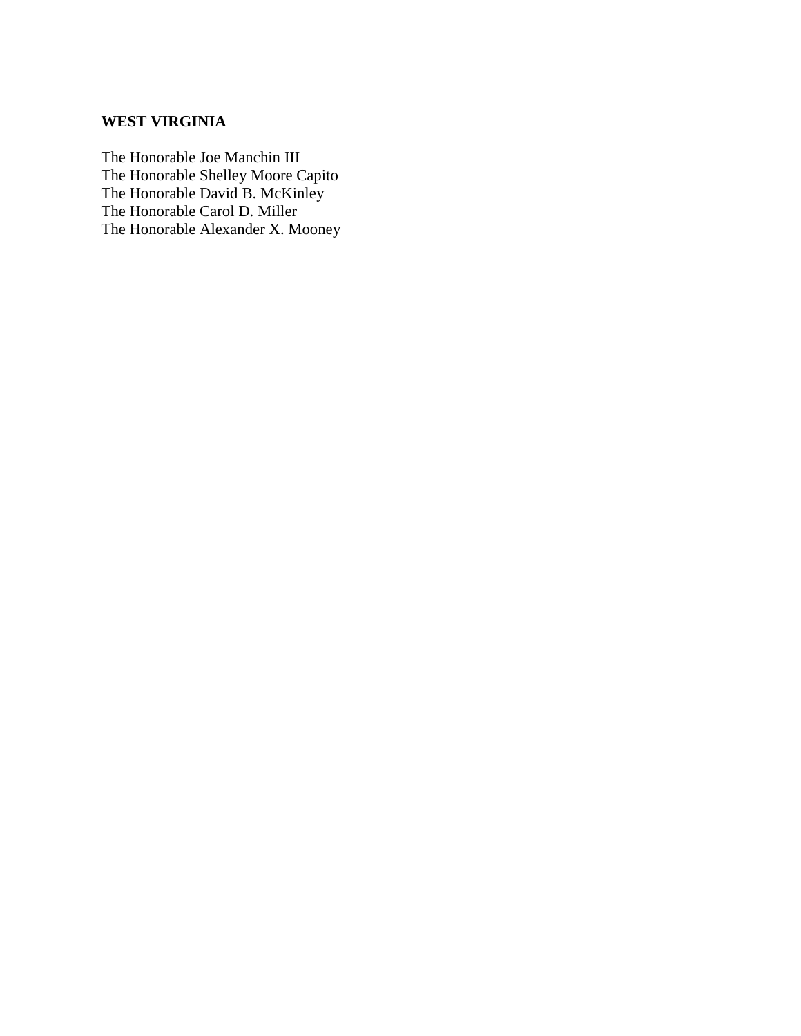**WEST VIRGINIA**

The Honorable Joe Manchin III
The Honorable Shelley Moore Capito
The Honorable David B. McKinley
The Honorable Carol D. Miller
The Honorable Alexander X. Mooney